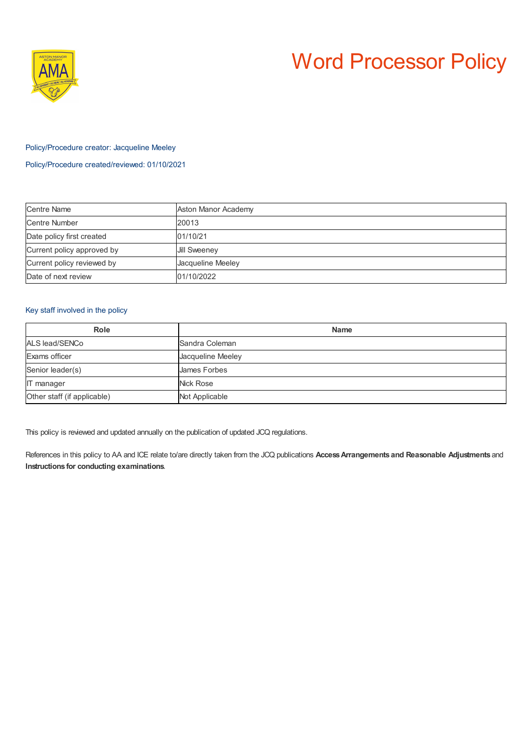# Word Processor Policy

Policy/Procedure creator: Jacqueline Meeley

Policy/Procedure created/reviewed: 01/10/2021

| Centre Name | Aston Manor Academy |
|---|---|
| Centre Number | 20013 |
| Date policy first created | 01/10/21 |
| Current policy approved by | Jill Sweeney |
| Current policy reviewed by | Jacqueline Meeley |
| Date of next review | 01/10/2022 |

Key staff involved in the policy

| Role | Name |
|---|---|
| ALS lead/SENCo | Sandra Coleman |
| Exams officer | Jacqueline Meeley |
| Senior leader(s) | James Forbes |
| IT manager | Nick Rose |
| Other staff (if applicable) | Not Applicable |

This policy is reviewed and updated annually on the publication of updated JCQ regulations.

References in this policy to AA and ICE relate to/are directly taken from the JCQ publications **Access Arrangements and Reasonable Adjustments** and **Instructions for conducting examinations**.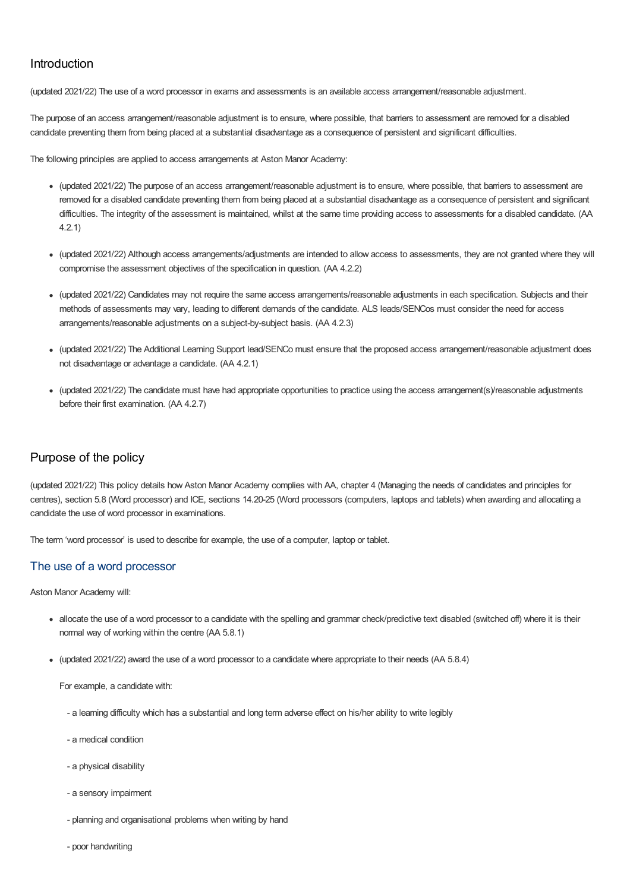## Introduction

(updated 2021/22) The use of a word processor in exams and assessments is an available access arrangement/reasonable adjustment.

The purpose of an access arrangement/reasonable adjustment is to ensure, where possible, that barriers to assessment are removed for a disabled candidate preventing them from being placed at a substantial disadvantage as a consequence of persistent and significant difficulties.

The following principles are applied to access arrangements at Aston Manor Academy:

- (updated 2021/22) The purpose of an access arrangement/reasonable adjustment is to ensure, where possible, that barriers to assessment are removed for a disabled candidate preventing them from being placed at a substantial disadvantage as a consequence of persistent and significant difficulties. The integrity of the assessment is maintained, whilst at the same time providing access to assessments for a disabled candidate. (AA 4.2.1)
- (updated 2021/22) Although access arrangements/adjustments are intended to allow access to assessments, they are not granted where they will compromise the assessment objectives of the specification in question. (AA 4.2.2)
- (updated 2021/22) Candidates may not require the same access arrangements/reasonable adjustments in each specification. Subjects and their methods of assessments may vary, leading to different demands of the candidate. ALS leads/SENCos must consider the need for access arrangements/reasonable adjustments on a subject-by-subject basis. (AA 4.2.3)
- (updated 2021/22) The Additional Learning Support lead/SENCo must ensure that the proposed access arrangement/reasonable adjustment does not disadvantage or advantage a candidate. (AA 4.2.1)
- (updated 2021/22) The candidate must have had appropriate opportunities to practice using the access arrangement(s)/reasonable adjustments before their first examination. (AA 4.2.7)

## Purpose of the policy

(updated 2021/22) This policy details how Aston Manor Academy complies with AA, chapter 4 (Managing the needs of candidates and principles for centres), section 5.8 (Word processor) and ICE, sections 14.20-25 (Word processors (computers, laptops and tablets) when awarding and allocating a candidate the use of word processor in examinations.

The term 'word processor' is used to describe for example, the use of a computer, laptop or tablet.

### The use of a word processor

Aston Manor Academy will:

- allocate the use of a word processor to a candidate with the spelling and grammar check/predictive text disabled (switched off) where it is their normal way of working within the centre (AA 5.8.1)
- (updated 2021/22) award the use of a word processor to a candidate where appropriate to their needs (AA 5.8.4)

  For example, a candidate with:

  - a learning difficulty which has a substantial and long term adverse effect on his/her ability to write legibly
  - a medical condition
  - a physical disability
  - a sensory impairment
  - planning and organisational problems when writing by hand
  - poor handwriting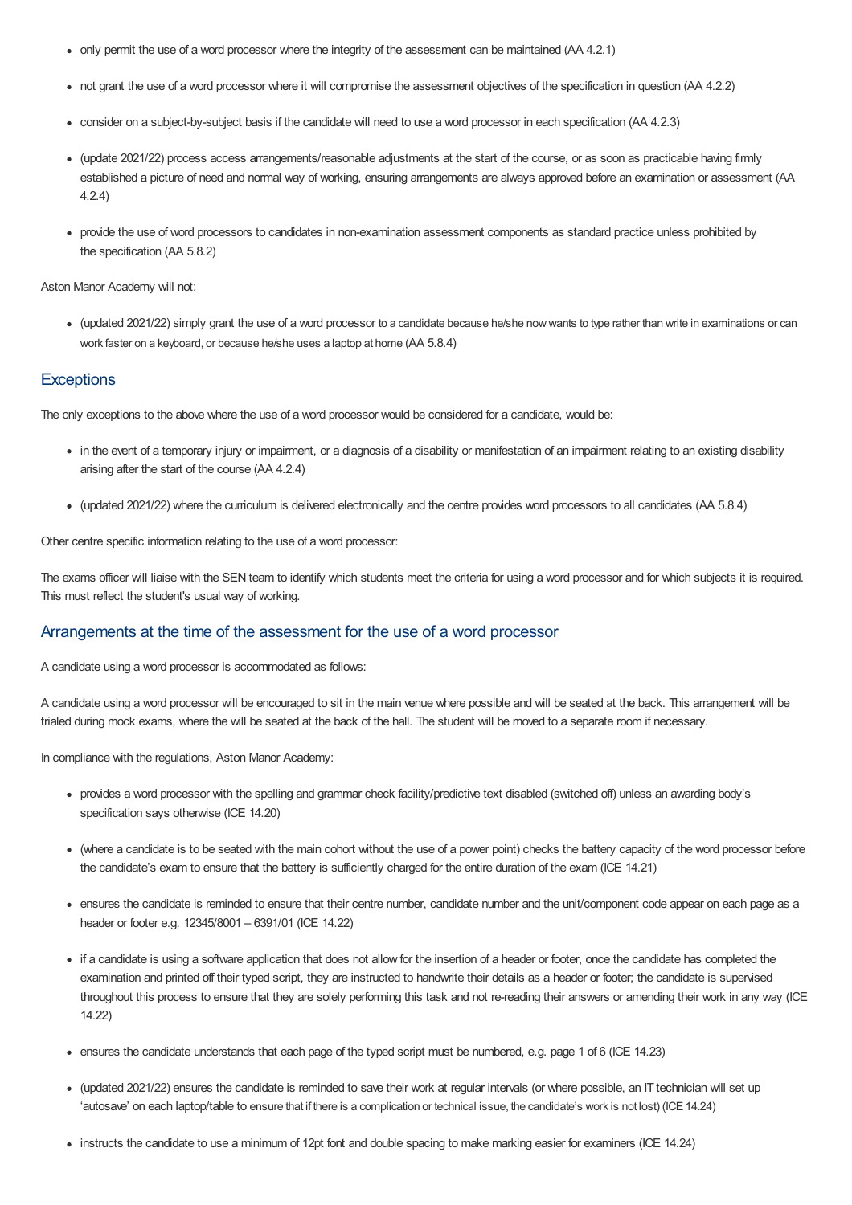- only permit the use of a word processor where the integrity of the assessment can be maintained (AA 4.2.1)
- not grant the use of a word processor where it will compromise the assessment objectives of the specification in question (AA 4.2.2)
- consider on a subject-by-subject basis if the candidate will need to use a word processor in each specification (AA 4.2.3)
- (update 2021/22) process access arrangements/reasonable adjustments at the start of the course, or as soon as practicable having firmly established a picture of need and normal way of working, ensuring arrangements are always approved before an examination or assessment (AA 4.2.4)
- provide the use of word processors to candidates in non-examination assessment components as standard practice unless prohibited by the specification (AA 5.8.2)

Aston Manor Academy will not:

- (updated 2021/22) simply grant the use of a word processor to a candidate because he/she now wants to type rather than write in examinations or can work faster on a keyboard, or because he/she uses a laptop at home (AA 5.8.4)

## Exceptions

The only exceptions to the above where the use of a word processor would be considered for a candidate, would be:

- in the event of a temporary injury or impairment, or a diagnosis of a disability or manifestation of an impairment relating to an existing disability arising after the start of the course (AA 4.2.4)
- (updated 2021/22) where the curriculum is delivered electronically and the centre provides word processors to all candidates (AA 5.8.4)

Other centre specific information relating to the use of a word processor:

The exams officer will liaise with the SEN team to identify which students meet the criteria for using a word processor and for which subjects it is required. This must reflect the student's usual way of working.

## Arrangements at the time of the assessment for the use of a word processor

A candidate using a word processor is accommodated as follows:

A candidate using a word processor will be encouraged to sit in the main venue where possible and will be seated at the back. This arrangement will be trialed during mock exams, where the will be seated at the back of the hall. The student will be moved to a separate room if necessary.

In compliance with the regulations, Aston Manor Academy:

- provides a word processor with the spelling and grammar check facility/predictive text disabled (switched off) unless an awarding body's specification says otherwise (ICE 14.20)
- (where a candidate is to be seated with the main cohort without the use of a power point) checks the battery capacity of the word processor before the candidate's exam to ensure that the battery is sufficiently charged for the entire duration of the exam (ICE 14.21)
- ensures the candidate is reminded to ensure that their centre number, candidate number and the unit/component code appear on each page as a header or footer e.g. 12345/8001 – 6391/01 (ICE 14.22)
- if a candidate is using a software application that does not allow for the insertion of a header or footer, once the candidate has completed the examination and printed off their typed script, they are instructed to handwrite their details as a header or footer; the candidate is supervised throughout this process to ensure that they are solely performing this task and not re-reading their answers or amending their work in any way (ICE 14.22)
- ensures the candidate understands that each page of the typed script must be numbered, e.g. page 1 of 6 (ICE 14.23)
- (updated 2021/22) ensures the candidate is reminded to save their work at regular intervals (or where possible, an IT technician will set up 'autosave' on each laptop/table to ensure that if there is a complication or technical issue, the candidate's work is not lost) (ICE 14.24)
- instructs the candidate to use a minimum of 12pt font and double spacing to make marking easier for examiners (ICE 14.24)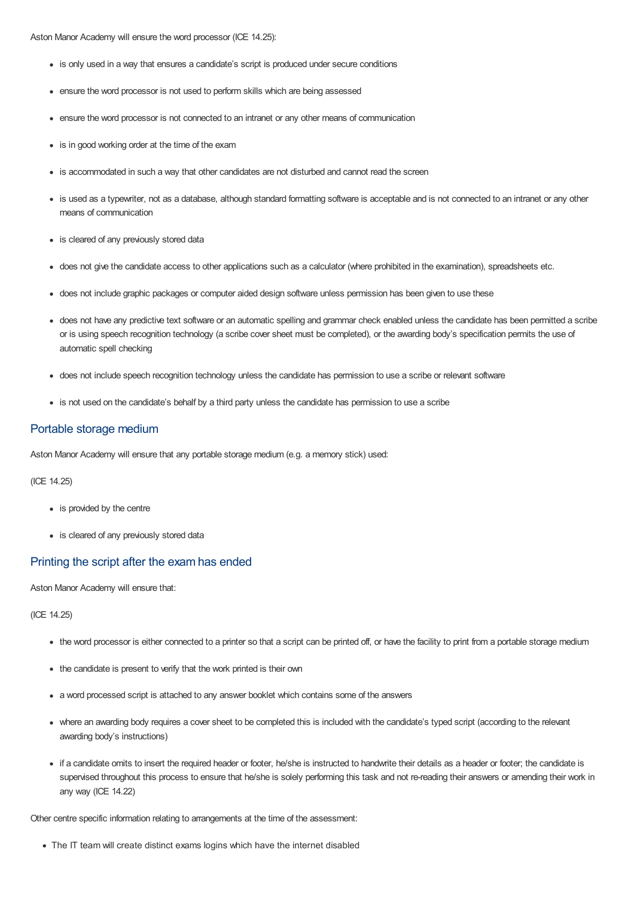Aston Manor Academy will ensure the word processor (ICE 14.25):

- is only used in a way that ensures a candidate's script is produced under secure conditions
- ensure the word processor is not used to perform skills which are being assessed
- ensure the word processor is not connected to an intranet or any other means of communication
- is in good working order at the time of the exam
- is accommodated in such a way that other candidates are not disturbed and cannot read the screen
- is used as a typewriter, not as a database, although standard formatting software is acceptable and is not connected to an intranet or any other means of communication
- is cleared of any previously stored data
- does not give the candidate access to other applications such as a calculator (where prohibited in the examination), spreadsheets etc.
- does not include graphic packages or computer aided design software unless permission has been given to use these
- does not have any predictive text software or an automatic spelling and grammar check enabled unless the candidate has been permitted a scribe or is using speech recognition technology (a scribe cover sheet must be completed), or the awarding body's specification permits the use of automatic spell checking
- does not include speech recognition technology unless the candidate has permission to use a scribe or relevant software
- is not used on the candidate's behalf by a third party unless the candidate has permission to use a scribe

## Portable storage medium

Aston Manor Academy will ensure that any portable storage medium (e.g. a memory stick) used:

(ICE 14.25)

- is provided by the centre
- is cleared of any previously stored data

## Printing the script after the exam has ended

Aston Manor Academy will ensure that:

(ICE 14.25)

- the word processor is either connected to a printer so that a script can be printed off, or have the facility to print from a portable storage medium
- the candidate is present to verify that the work printed is their own
- a word processed script is attached to any answer booklet which contains some of the answers
- where an awarding body requires a cover sheet to be completed this is included with the candidate's typed script (according to the relevant awarding body's instructions)
- if a candidate omits to insert the required header or footer, he/she is instructed to handwrite their details as a header or footer; the candidate is supervised throughout this process to ensure that he/she is solely performing this task and not re-reading their answers or amending their work in any way (ICE 14.22)

Other centre specific information relating to arrangements at the time of the assessment:

- The IT team will create distinct exams logins which have the internet disabled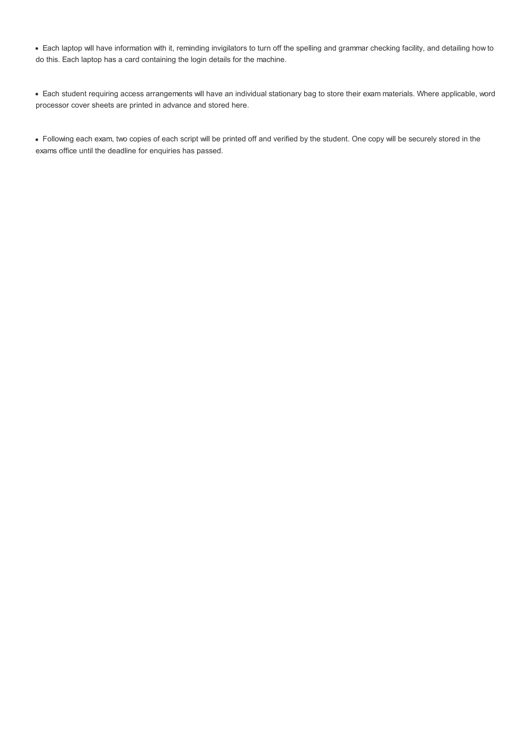- Each laptop will have information with it, reminding invigilators to turn off the spelling and grammar checking facility, and detailing how to do this. Each laptop has a card containing the login details for the machine.

- Each student requiring access arrangements will have an individual stationary bag to store their exam materials. Where applicable, word processor cover sheets are printed in advance and stored here.

- Following each exam, two copies of each script will be printed off and verified by the student. One copy will be securely stored in the exams office until the deadline for enquiries has passed.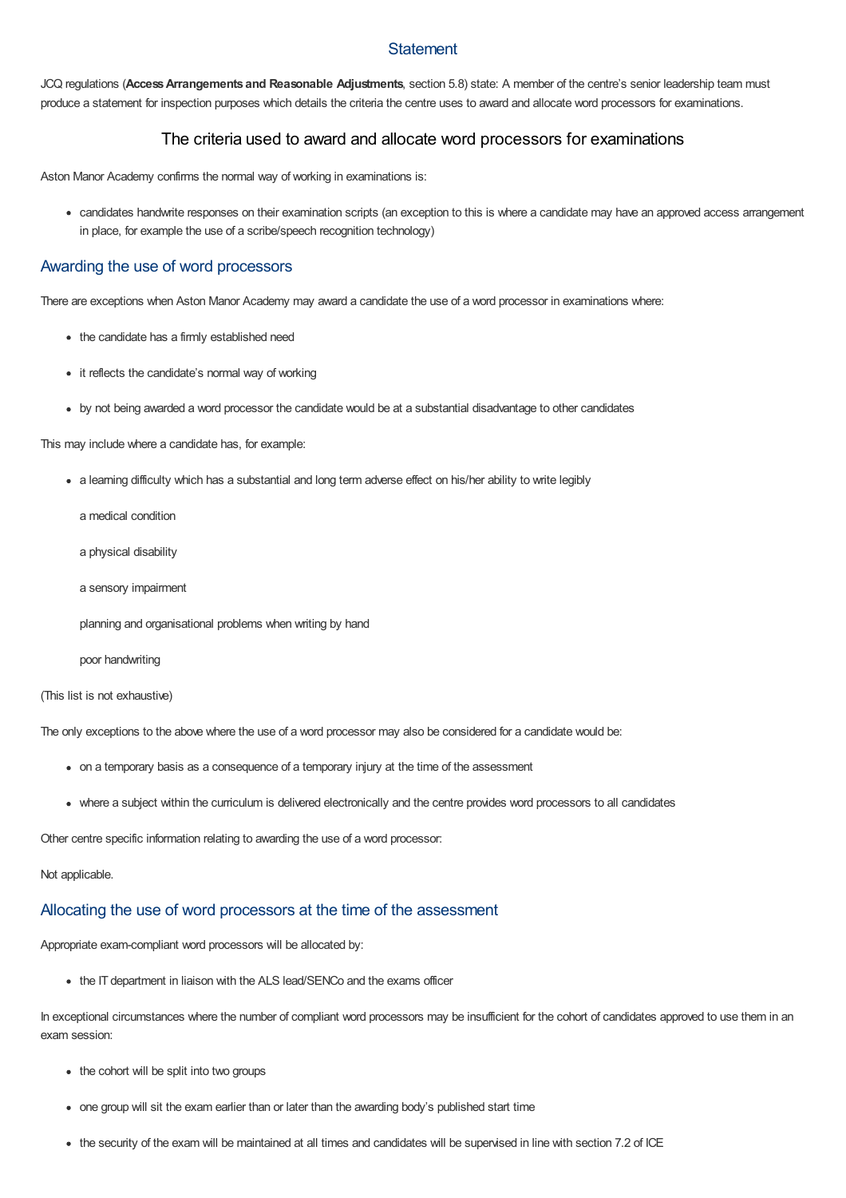## Statement

JCQ regulations (**Access Arrangements and Reasonable Adjustments**, section 5.8) state: A member of the centre's senior leadership team must produce a statement for inspection purposes which details the criteria the centre uses to award and allocate word processors for examinations.

### The criteria used to award and allocate word processors for examinations

Aston Manor Academy confirms the normal way of working in examinations is:

- candidates handwrite responses on their examination scripts (an exception to this is where a candidate may have an approved access arrangement in place, for example the use of a scribe/speech recognition technology)

## Awarding the use of word processors

There are exceptions when Aston Manor Academy may award a candidate the use of a word processor in examinations where:

- the candidate has a firmly established need
- it reflects the candidate's normal way of working
- by not being awarded a word processor the candidate would be at a substantial disadvantage to other candidates

This may include where a candidate has, for example:

- a learning difficulty which has a substantial and long term adverse effect on his/her ability to write legibly

  a medical condition

  a physical disability

  a sensory impairment

  planning and organisational problems when writing by hand

  poor handwriting

(This list is not exhaustive)

The only exceptions to the above where the use of a word processor may also be considered for a candidate would be:

- on a temporary basis as a consequence of a temporary injury at the time of the assessment
- where a subject within the curriculum is delivered electronically and the centre provides word processors to all candidates

Other centre specific information relating to awarding the use of a word processor:

Not applicable.

## Allocating the use of word processors at the time of the assessment

Appropriate exam-compliant word processors will be allocated by:

- the IT department in liaison with the ALS lead/SENCo and the exams officer

In exceptional circumstances where the number of compliant word processors may be insufficient for the cohort of candidates approved to use them in an exam session:

- the cohort will be split into two groups
- one group will sit the exam earlier than or later than the awarding body's published start time
- the security of the exam will be maintained at all times and candidates will be supervised in line with section 7.2 of ICE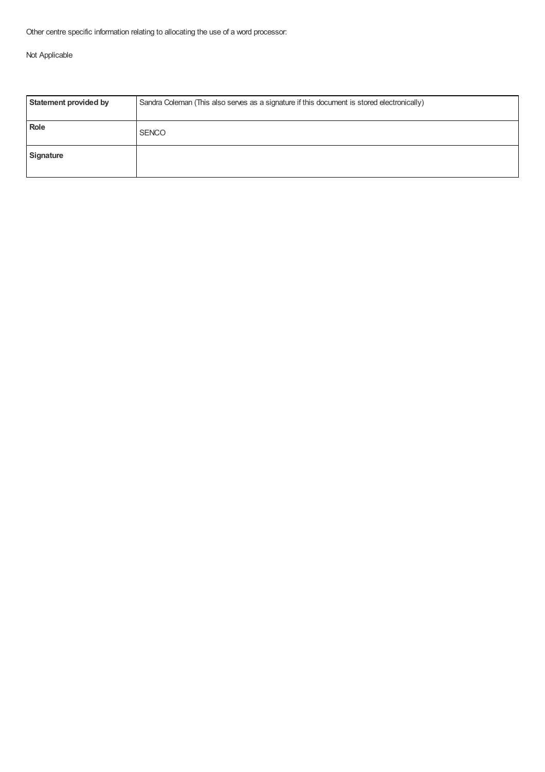Other centre specific information relating to allocating the use of a word processor:

Not Applicable

| | |
|---|---|
| **Statement provided by** | Sandra Coleman (This also serves as a signature if this document is stored electronically) |
| **Role** | SENCO |
| **Signature** | |